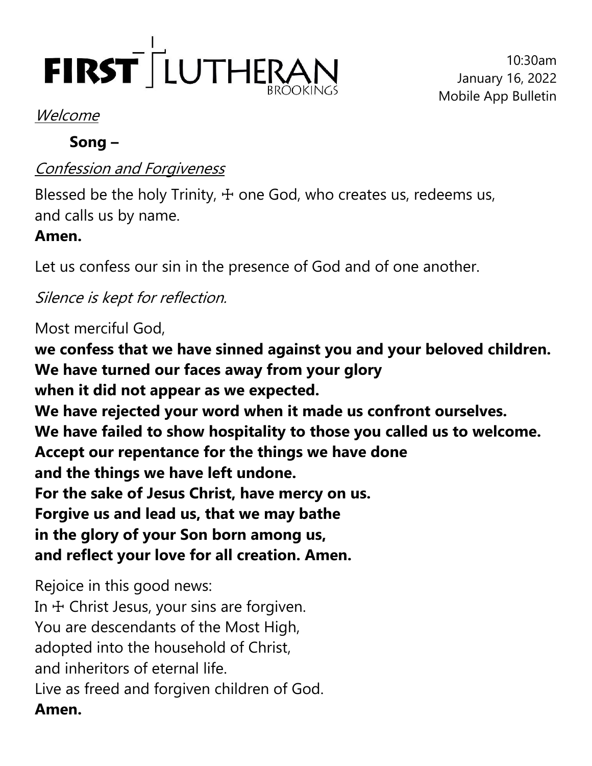# FIRST LUTHERAN
BROOKINGS

10:30am
January 16, 2022
Mobile App Bulletin

*Welcome*

**Song –**

*Confession and Forgiveness*

Blessed be the holy Trinity, ☩ one God, who creates us, redeems us, and calls us by name.
**Amen.**

Let us confess our sin in the presence of God and of one another.

*Silence is kept for reflection.*

Most merciful God,
**we confess that we have sinned against you and your beloved children.**
**We have turned our faces away from your glory**
**when it did not appear as we expected.**
**We have rejected your word when it made us confront ourselves.**
**We have failed to show hospitality to those you called us to welcome.**
**Accept our repentance for the things we have done**
**and the things we have left undone.**
**For the sake of Jesus Christ, have mercy on us.**
**Forgive us and lead us, that we may bathe**
**in the glory of your Son born among us,**
**and reflect your love for all creation. Amen.**

Rejoice in this good news:
In ☩ Christ Jesus, your sins are forgiven.
You are descendants of the Most High,
adopted into the household of Christ,
and inheritors of eternal life.
Live as freed and forgiven children of God.
**Amen.**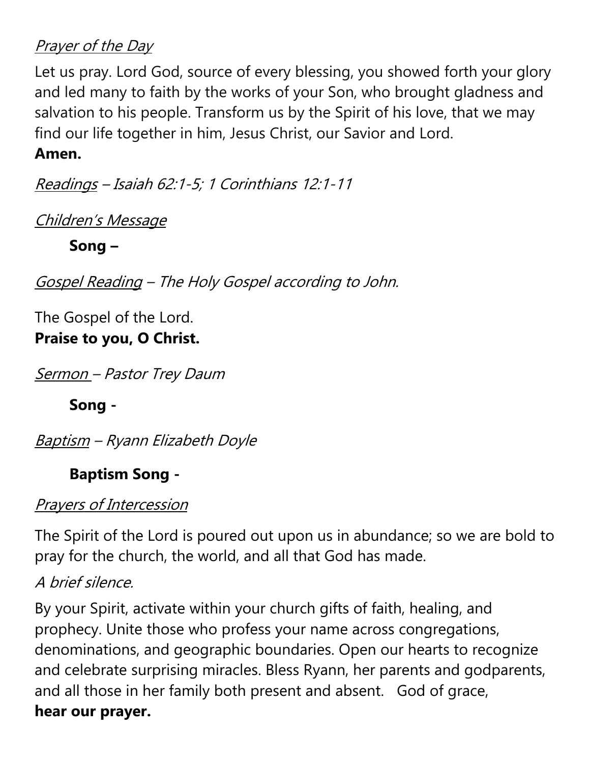*Prayer of the Day*

Let us pray. Lord God, source of every blessing, you showed forth your glory and led many to faith by the works of your Son, who brought gladness and salvation to his people. Transform us by the Spirit of his love, that we may find our life together in him, Jesus Christ, our Savior and Lord.
**Amen.**

*Readings – Isaiah 62:1-5; 1 Corinthians 12:1-11*

*Children's Message*

**Song –**

*Gospel Reading – The Holy Gospel according to John.*

The Gospel of the Lord.
**Praise to you, O Christ.**

*Sermon – Pastor Trey Daum*

**Song -**

*Baptism – Ryann Elizabeth Doyle*

**Baptism Song -**

*Prayers of Intercession*

The Spirit of the Lord is poured out upon us in abundance; so we are bold to pray for the church, the world, and all that God has made.

*A brief silence.*

By your Spirit, activate within your church gifts of faith, healing, and prophecy. Unite those who profess your name across congregations, denominations, and geographic boundaries. Open our hearts to recognize and celebrate surprising miracles. Bless Ryann, her parents and godparents, and all those in her family both present and absent. God of grace,
**hear our prayer.**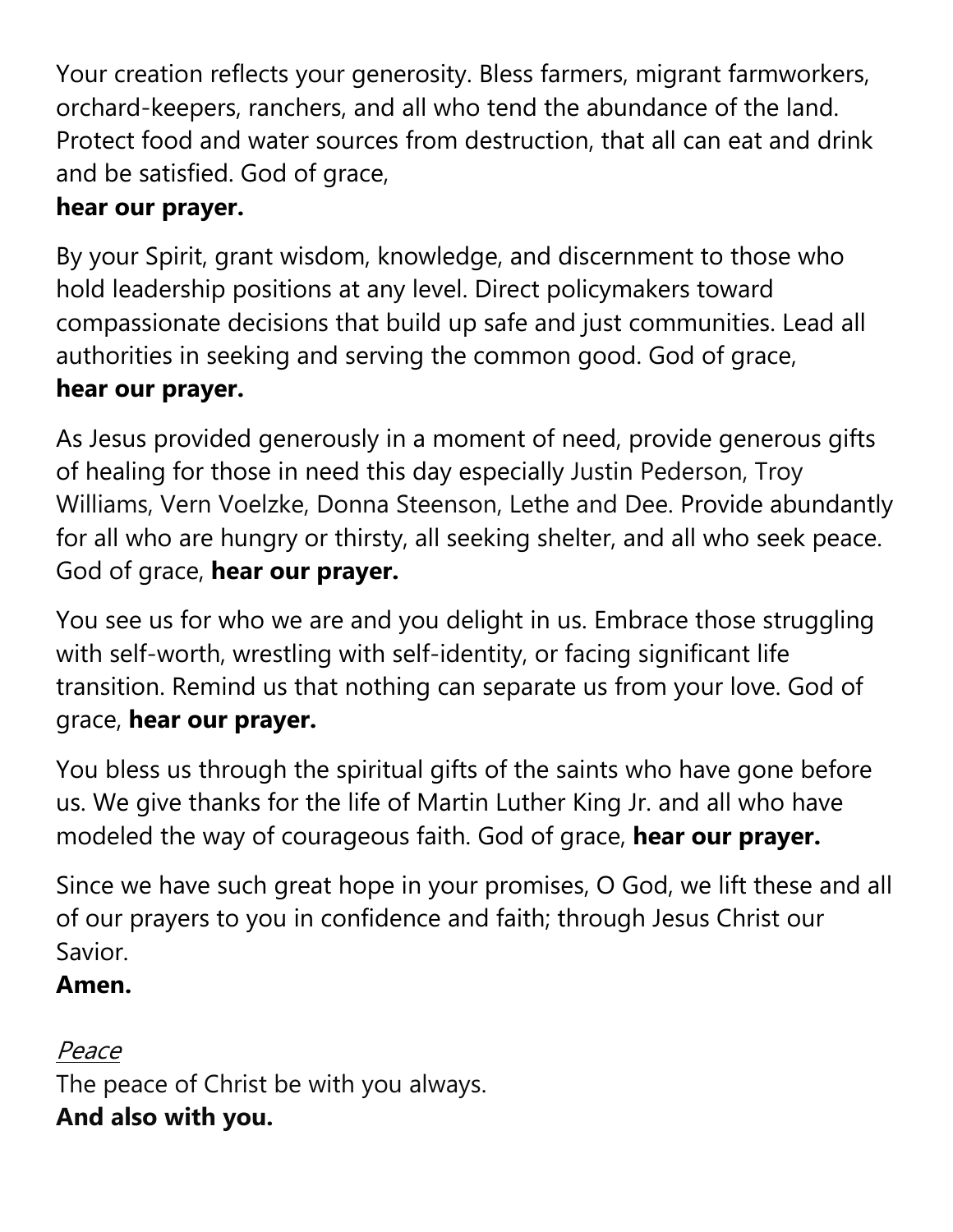Your creation reflects your generosity. Bless farmers, migrant farmworkers, orchard-keepers, ranchers, and all who tend the abundance of the land. Protect food and water sources from destruction, that all can eat and drink and be satisfied. God of grace,
**hear our prayer.**

By your Spirit, grant wisdom, knowledge, and discernment to those who hold leadership positions at any level. Direct policymakers toward compassionate decisions that build up safe and just communities. Lead all authorities in seeking and serving the common good. God of grace,
**hear our prayer.**

As Jesus provided generously in a moment of need, provide generous gifts of healing for those in need this day especially Justin Pederson, Troy Williams, Vern Voelzke, Donna Steenson, Lethe and Dee. Provide abundantly for all who are hungry or thirsty, all seeking shelter, and all who seek peace. God of grace, **hear our prayer.**

You see us for who we are and you delight in us. Embrace those struggling with self-worth, wrestling with self-identity, or facing significant life transition. Remind us that nothing can separate us from your love. God of grace, **hear our prayer.**

You bless us through the spiritual gifts of the saints who have gone before us. We give thanks for the life of Martin Luther King Jr. and all who have modeled the way of courageous faith. God of grace, **hear our prayer.**

Since we have such great hope in your promises, O God, we lift these and all of our prayers to you in confidence and faith; through Jesus Christ our Savior.
**Amen.**

*Peace*
The peace of Christ be with you always.
**And also with you.**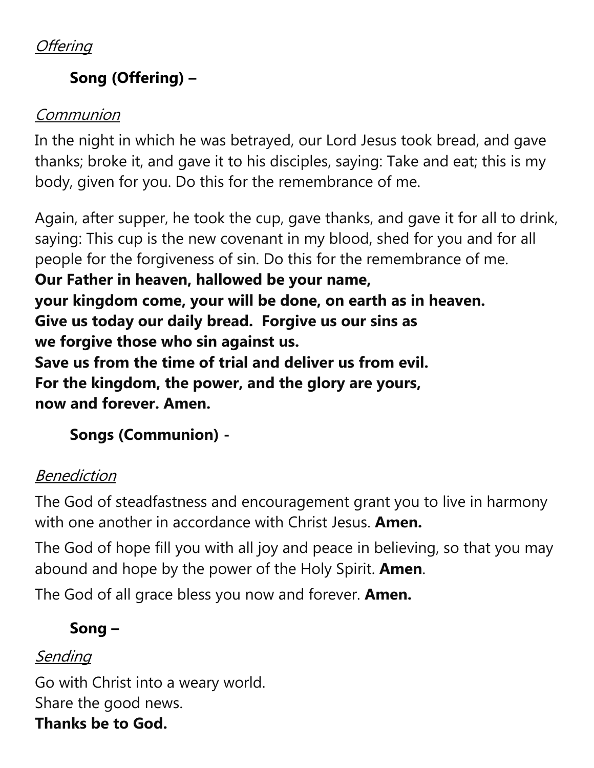*Offering*

**Song (Offering) –**

*Communion*

In the night in which he was betrayed, our Lord Jesus took bread, and gave thanks; broke it, and gave it to his disciples, saying: Take and eat; this is my body, given for you. Do this for the remembrance of me.

Again, after supper, he took the cup, gave thanks, and gave it for all to drink, saying: This cup is the new covenant in my blood, shed for you and for all people for the forgiveness of sin. Do this for the remembrance of me.
**Our Father in heaven, hallowed be your name,**
**your kingdom come, your will be done, on earth as in heaven.**
**Give us today our daily bread. Forgive us our sins as**
**we forgive those who sin against us.**
**Save us from the time of trial and deliver us from evil.**
**For the kingdom, the power, and the glory are yours,**
**now and forever. Amen.**

**Songs (Communion) -**

*Benediction*

The God of steadfastness and encouragement grant you to live in harmony with one another in accordance with Christ Jesus. **Amen.**

The God of hope fill you with all joy and peace in believing, so that you may abound and hope by the power of the Holy Spirit. **Amen**.

The God of all grace bless you now and forever. **Amen.**

**Song –**

*Sending*

Go with Christ into a weary world.
Share the good news.
**Thanks be to God.**